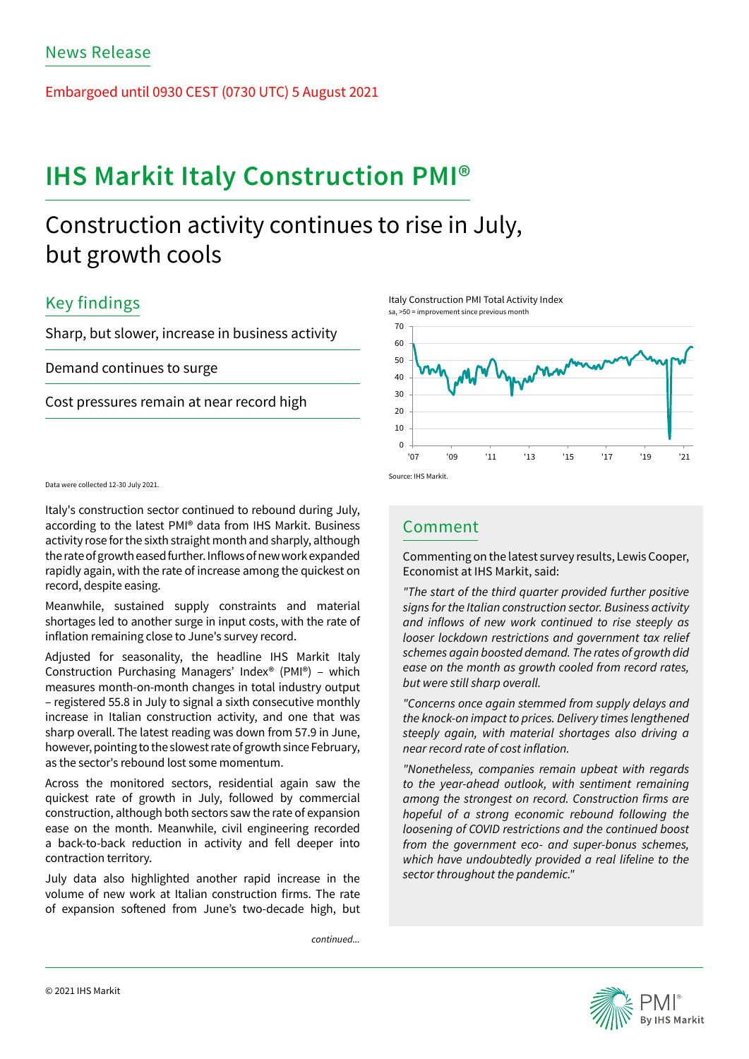News Release

Embargoed until 0930 CEST (0730 UTC) 5 August 2021

# IHS Markit Italy Construction PMI®

## Construction activity continues to rise in July, but growth cools

### Key findings

Sharp, but slower, increase in business activity

Demand continues to surge

Cost pressures remain at near record high

Italy Construction PMI Total Activity Index
sa, >50 = improvement since previous month

Source: IHS Markit.

Data were collected 12-30 July 2021.

Italy's construction sector continued to rebound during July, according to the latest PMI® data from IHS Markit. Business activity rose for the sixth straight month and sharply, although the rate of growth eased further. Inflows of new work expanded rapidly again, with the rate of increase among the quickest on record, despite easing.

Meanwhile, sustained supply constraints and material shortages led to another surge in input costs, with the rate of inflation remaining close to June's survey record.

Adjusted for seasonality, the headline IHS Markit Italy Construction Purchasing Managers' Index® (PMI®) – which measures month-on-month changes in total industry output – registered 55.8 in July to signal a sixth consecutive monthly increase in Italian construction activity, and one that was sharp overall. The latest reading was down from 57.9 in June, however, pointing to the slowest rate of growth since February, as the sector's rebound lost some momentum.

Across the monitored sectors, residential again saw the quickest rate of growth in July, followed by commercial construction, although both sectors saw the rate of expansion ease on the month. Meanwhile, civil engineering recorded a back-to-back reduction in activity and fell deeper into contraction territory.

July data also highlighted another rapid increase in the volume of new work at Italian construction firms. The rate of expansion softened from June's two-decade high, but

*continued...*

### Comment

Commenting on the latest survey results, Lewis Cooper, Economist at IHS Markit, said:

*"The start of the third quarter provided further positive signs for the Italian construction sector. Business activity and inflows of new work continued to rise steeply as looser lockdown restrictions and government tax relief schemes again boosted demand. The rates of growth did ease on the month as growth cooled from record rates, but were still sharp overall.*

*"Concerns once again stemmed from supply delays and the knock-on impact to prices. Delivery times lengthened steeply again, with material shortages also driving a near record rate of cost inflation.*

*"Nonetheless, companies remain upbeat with regards to the year-ahead outlook, with sentiment remaining among the strongest on record. Construction firms are hopeful of a strong economic rebound following the loosening of COVID restrictions and the continued boost from the government eco- and super-bonus schemes, which have undoubtedly provided a real lifeline to the sector throughout the pandemic."*

© 2021 IHS Markit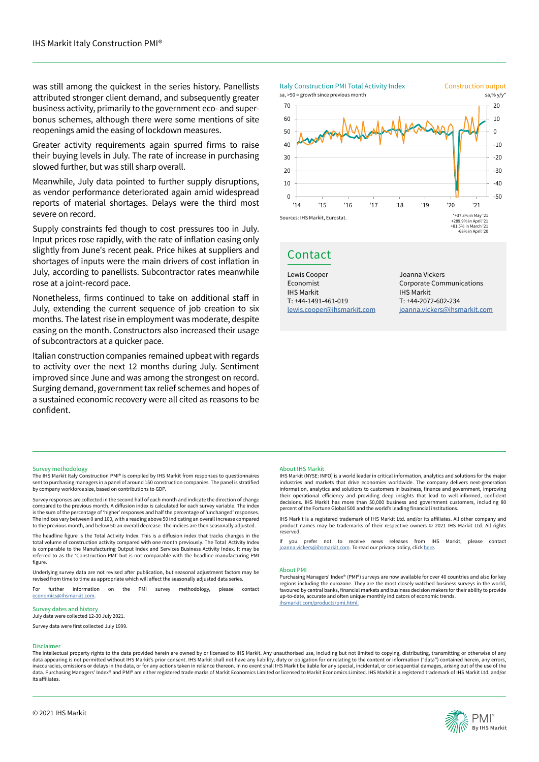was still among the quickest in the series history. Panellists attributed stronger client demand, and subsequently greater business activity, primarily to the government eco- and super-bonus schemes, although there were some mentions of site reopenings amid the easing of lockdown measures.

Greater activity requirements again spurred firms to raise their buying levels in July. The rate of increase in purchasing slowed further, but was still sharp overall.

Meanwhile, July data pointed to further supply disruptions, as vendor performance deteriorated again amid widespread reports of material shortages. Delays were the third most severe on record.

Supply constraints fed though to cost pressures too in July. Input prices rose rapidly, with the rate of inflation easing only slightly from June's recent peak. Price hikes at suppliers and shortages of inputs were the main drivers of cost inflation in July, according to panellists. Subcontractor rates meanwhile rose at a joint-record pace.

Nonetheless, firms continued to take on additional staff in July, extending the current sequence of job creation to six months. The latest rise in employment was moderate, despite easing on the month. Constructors also increased their usage of subcontractors at a quicker pace.

Italian construction companies remained upbeat with regards to activity over the next 12 months during July. Sentiment improved since June and was among the strongest on record. Surging demand, government tax relief schemes and hopes of a sustained economic recovery were all cited as reasons to be confident.

Italy Construction PMI Total Activity Index
sa, >50 = growth since previous month

Construction output
sa,% y/y*

70
60
50
40
30
20
10
0

20
10
0
-10
-20
-30
-40
-50

'14 '15 '16 '17 '18 '19 '20 '21

Sources: IHS Markit, Eurostat.

*+37.3% in May '21
+289.9% in April '21
+81.5% in March '21
-68% in April '20

## Contact

Lewis Cooper
Economist
IHS Markit
T: +44-1491-461-019
lewis.cooper@ihsmarkit.com

Joanna Vickers
Corporate Communications
IHS Markit
T: +44-2072-602-234
joanna.vickers@ihsmarkit.com

### Survey methodology

The IHS Markit Italy Construction PMI® is compiled by IHS Markit from responses to questionnaires sent to purchasing managers in a panel of around 150 construction companies. The panel is stratified by company workforce size, based on contributions to GDP.

Survey responses are collected in the second half of each month and indicate the direction of change compared to the previous month. A diffusion index is calculated for each survey variable. The index is the sum of the percentage of 'higher' responses and half the percentage of 'unchanged' responses. The indices vary between 0 and 100, with a reading above 50 indicating an overall increase compared to the previous month, and below 50 an overall decrease. The indices are then seasonally adjusted.

The headline figure is the Total Activity Index. This is a diffusion index that tracks changes in the total volume of construction activity compared with one month previously. The Total Activity Index is comparable to the Manufacturing Output Index and Services Business Activity Index. It may be referred to as the 'Construction PMI' but is not comparable with the headline manufacturing PMI figure.

Underlying survey data are not revised after publication, but seasonal adjustment factors may be revised from time to time as appropriate which will affect the seasonally adjusted data series.

For further information on the PMI survey methodology, please contact economics@ihsmarkit.com.

### Survey dates and history

July data were collected 12-30 July 2021.

Survey data were first collected July 1999.

### About IHS Markit

IHS Markit (NYSE: INFO) is a world leader in critical information, analytics and solutions for the major industries and markets that drive economies worldwide. The company delivers next-generation information, analytics and solutions to customers in business, finance and government, improving their operational efficiency and providing deep insights that lead to well-informed, confident decisions. IHS Markit has more than 50,000 business and government customers, including 80 percent of the Fortune Global 500 and the world's leading financial institutions.

IHS Markit is a registered trademark of IHS Markit Ltd. and/or its affiliates. All other company and product names may be trademarks of their respective owners © 2021 IHS Markit Ltd. All rights reserved.

If you prefer not to receive news releases from IHS Markit, please contact joanna.vickers@ihsmarkit.com. To read our privacy policy, click here.

### About PMI

Purchasing Managers' Index® (PMI®) surveys are now available for over 40 countries and also for key regions including the eurozone. They are the most closely watched business surveys in the world, favoured by central banks, financial markets and business decision makers for their ability to provide up-to-date, accurate and often unique monthly indicators of economic trends.
ihsmarkit.com/products/pmi.html.

### Disclaimer

The intellectual property rights to the data provided herein are owned by or licensed to IHS Markit. Any unauthorised use, including but not limited to copying, distributing, transmitting or otherwise of any data appearing is not permitted without IHS Markit's prior consent. IHS Markit shall not have any liability, duty or obligation for or relating to the content or information ("data") contained herein, any errors, inaccuracies, omissions or delays in the data, or for any actions taken in reliance thereon. In no event shall IHS Markit be liable for any special, incidental, or consequential damages, arising out of the use of the data. Purchasing Managers' Index® and PMI® are either registered trade marks of Markit Economics Limited or licensed to Markit Economics Limited. IHS Markit is a registered trademark of IHS Markit Ltd. and/or its affiliates.

© 2021 IHS Markit